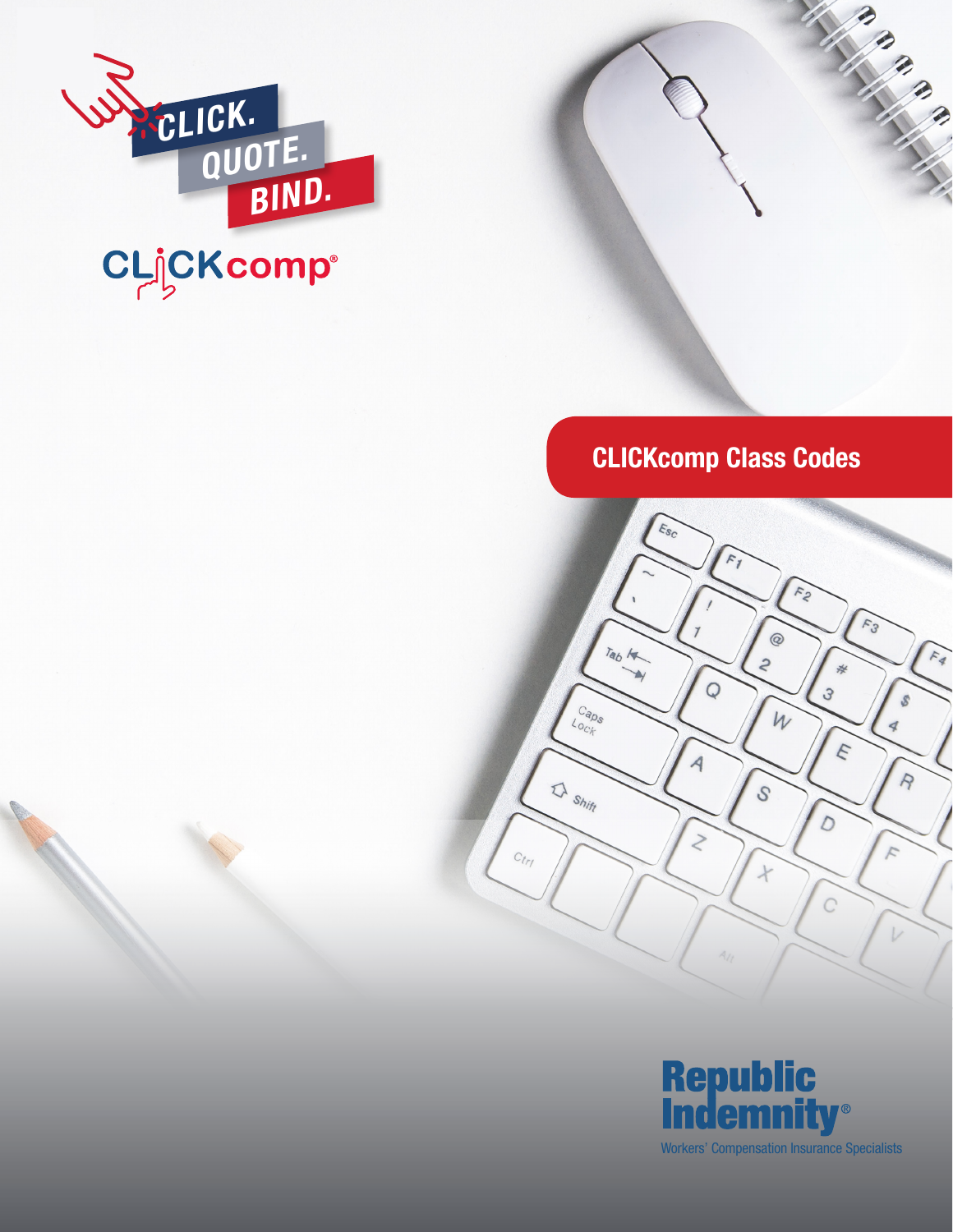CLICK.
QUOTE.
BIND.

CLICKcomp®

# CLICKcomp Class Codes

Republic Indemnity®

Workers' Compensation Insurance Specialists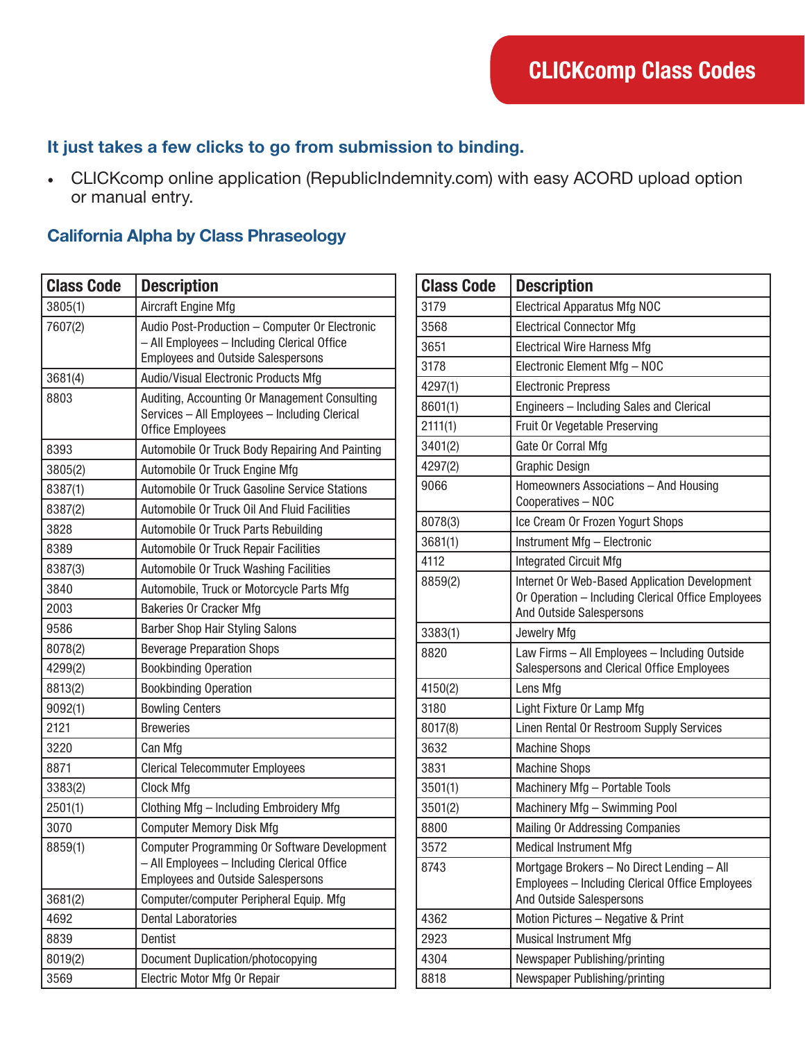## CLICKcomp Class Codes

### It just takes a few clicks to go from submission to binding.

- CLICKcomp online application (RepublicIndemnity.com) with easy ACORD upload option or manual entry.

### California Alpha by Class Phraseology

| Class Code | Description |
|---|---|
| 3805(1) | Aircraft Engine Mfg |
| 7607(2) | Audio Post-Production – Computer Or Electronic – All Employees – Including Clerical Office Employees and Outside Salespersons |
| 3681(4) | Audio/Visual Electronic Products Mfg |
| 8803 | Auditing, Accounting Or Management Consulting Services – All Employees – Including Clerical Office Employees |
| 8393 | Automobile Or Truck Body Repairing And Painting |
| 3805(2) | Automobile Or Truck Engine Mfg |
| 8387(1) | Automobile Or Truck Gasoline Service Stations |
| 8387(2) | Automobile Or Truck Oil And Fluid Facilities |
| 3828 | Automobile Or Truck Parts Rebuilding |
| 8389 | Automobile Or Truck Repair Facilities |
| 8387(3) | Automobile Or Truck Washing Facilities |
| 3840 | Automobile, Truck or Motorcycle Parts Mfg |
| 2003 | Bakeries Or Cracker Mfg |
| 9586 | Barber Shop Hair Styling Salons |
| 8078(2) | Beverage Preparation Shops |
| 4299(2) | Bookbinding Operation |
| 8813(2) | Bookbinding Operation |
| 9092(1) | Bowling Centers |
| 2121 | Breweries |
| 3220 | Can Mfg |
| 8871 | Clerical Telecommuter Employees |
| 3383(2) | Clock Mfg |
| 2501(1) | Clothing Mfg – Including Embroidery Mfg |
| 3070 | Computer Memory Disk Mfg |
| 8859(1) | Computer Programming Or Software Development – All Employees – Including Clerical Office Employees and Outside Salespersons |
| 3681(2) | Computer/computer Peripheral Equip. Mfg |
| 4692 | Dental Laboratories |
| 8839 | Dentist |
| 8019(2) | Document Duplication/photocopying |
| 3569 | Electric Motor Mfg Or Repair |
| 3179 | Electrical Apparatus Mfg NOC |
| 3568 | Electrical Connector Mfg |
| 3651 | Electrical Wire Harness Mfg |
| 3178 | Electronic Element Mfg – NOC |
| 4297(1) | Electronic Prepress |
| 8601(1) | Engineers – Including Sales and Clerical |
| 2111(1) | Fruit Or Vegetable Preserving |
| 3401(2) | Gate Or Corral Mfg |
| 4297(2) | Graphic Design |
| 9066 | Homeowners Associations – And Housing Cooperatives – NOC |
| 8078(3) | Ice Cream Or Frozen Yogurt Shops |
| 3681(1) | Instrument Mfg – Electronic |
| 4112 | Integrated Circuit Mfg |
| 8859(2) | Internet Or Web-Based Application Development Or Operation – Including Clerical Office Employees And Outside Salespersons |
| 3383(1) | Jewelry Mfg |
| 8820 | Law Firms – All Employees – Including Outside Salespersons and Clerical Office Employees |
| 4150(2) | Lens Mfg |
| 3180 | Light Fixture Or Lamp Mfg |
| 8017(8) | Linen Rental Or Restroom Supply Services |
| 3632 | Machine Shops |
| 3831 | Machine Shops |
| 3501(1) | Machinery Mfg – Portable Tools |
| 3501(2) | Machinery Mfg – Swimming Pool |
| 8800 | Mailing Or Addressing Companies |
| 3572 | Medical Instrument Mfg |
| 8743 | Mortgage Brokers – No Direct Lending – All Employees – Including Clerical Office Employees And Outside Salespersons |
| 4362 | Motion Pictures – Negative & Print |
| 2923 | Musical Instrument Mfg |
| 4304 | Newspaper Publishing/printing |
| 8818 | Newspaper Publishing/printing |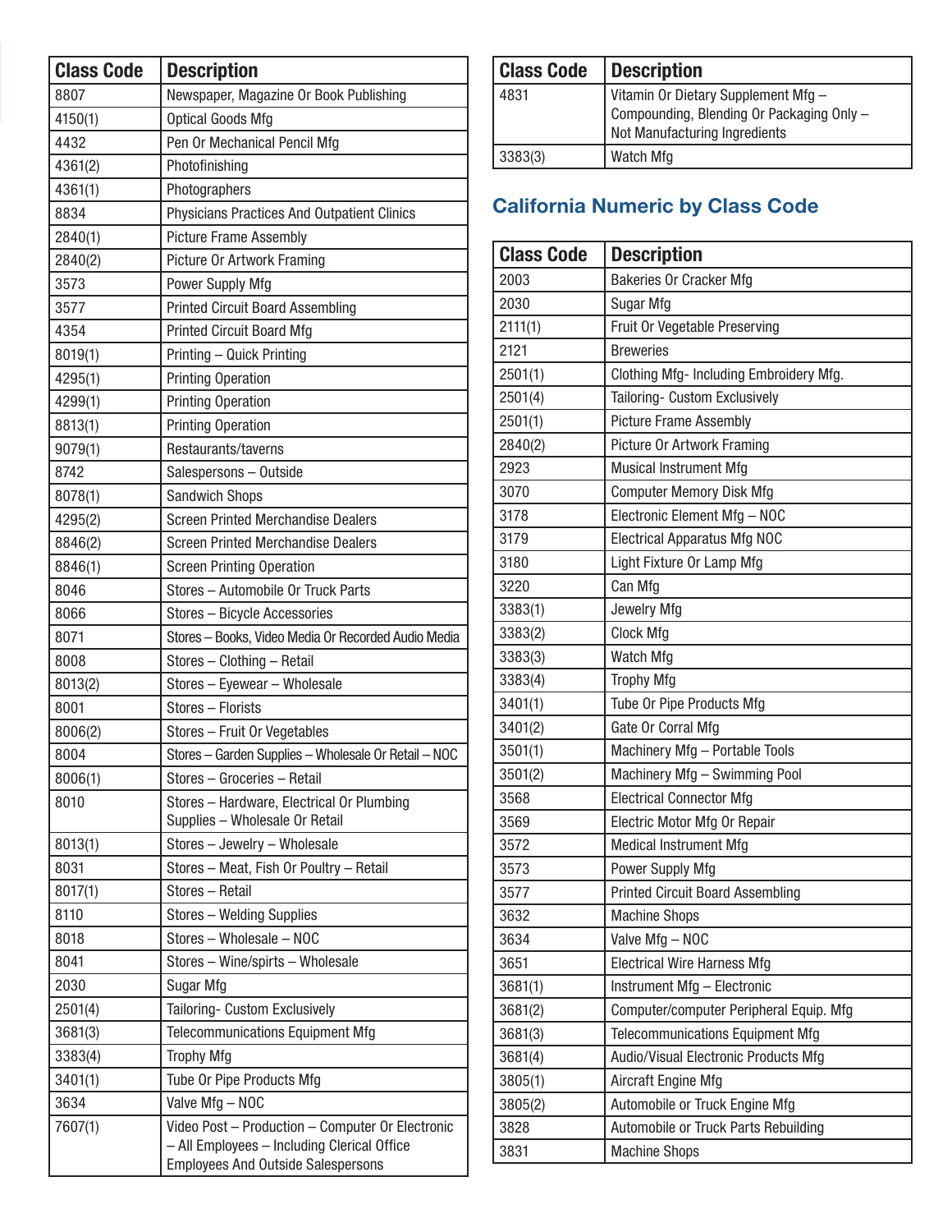| Class Code | Description |
| --- | --- |
| 8807 | Newspaper, Magazine Or Book Publishing |
| 4150(1) | Optical Goods Mfg |
| 4432 | Pen Or Mechanical Pencil Mfg |
| 4361(2) | Photofinishing |
| 4361(1) | Photographers |
| 8834 | Physicians Practices And Outpatient Clinics |
| 2840(1) | Picture Frame Assembly |
| 2840(2) | Picture Or Artwork Framing |
| 3573 | Power Supply Mfg |
| 3577 | Printed Circuit Board Assembling |
| 4354 | Printed Circuit Board Mfg |
| 8019(1) | Printing – Quick Printing |
| 4295(1) | Printing Operation |
| 4299(1) | Printing Operation |
| 8813(1) | Printing Operation |
| 9079(1) | Restaurants/taverns |
| 8742 | Salespersons – Outside |
| 8078(1) | Sandwich Shops |
| 4295(2) | Screen Printed Merchandise Dealers |
| 8846(2) | Screen Printed Merchandise Dealers |
| 8846(1) | Screen Printing Operation |
| 8046 | Stores – Automobile Or Truck Parts |
| 8066 | Stores – Bicycle Accessories |
| 8071 | Stores – Books, Video Media Or Recorded Audio Media |
| 8008 | Stores – Clothing – Retail |
| 8013(2) | Stores – Eyewear – Wholesale |
| 8001 | Stores – Florists |
| 8006(2) | Stores – Fruit Or Vegetables |
| 8004 | Stores – Garden Supplies – Wholesale Or Retail – NOC |
| 8006(1) | Stores – Groceries – Retail |
| 8010 | Stores – Hardware, Electrical Or Plumbing Supplies – Wholesale Or Retail |
| 8013(1) | Stores – Jewelry – Wholesale |
| 8031 | Stores – Meat, Fish Or Poultry – Retail |
| 8017(1) | Stores – Retail |
| 8110 | Stores – Welding Supplies |
| 8018 | Stores – Wholesale – NOC |
| 8041 | Stores – Wine/spirts – Wholesale |
| 2030 | Sugar Mfg |
| 2501(4) | Tailoring- Custom Exclusively |
| 3681(3) | Telecommunications Equipment Mfg |
| 3383(4) | Trophy Mfg |
| 3401(1) | Tube Or Pipe Products Mfg |
| 3634 | Valve Mfg – NOC |
| 7607(1) | Video Post – Production – Computer Or Electronic – All Employees – Including Clerical Office Employees And Outside Salespersons |
| 4831 | Vitamin Or Dietary Supplement Mfg – Compounding, Blending Or Packaging Only – Not Manufacturing Ingredients |
| 3383(3) | Watch Mfg |

## California Numeric by Class Code

| Class Code | Description |
| --- | --- |
| 2003 | Bakeries Or Cracker Mfg |
| 2030 | Sugar Mfg |
| 2111(1) | Fruit Or Vegetable Preserving |
| 2121 | Breweries |
| 2501(1) | Clothing Mfg- Including Embroidery Mfg. |
| 2501(4) | Tailoring- Custom Exclusively |
| 2501(1) | Picture Frame Assembly |
| 2840(2) | Picture Or Artwork Framing |
| 2923 | Musical Instrument Mfg |
| 3070 | Computer Memory Disk Mfg |
| 3178 | Electronic Element Mfg – NOC |
| 3179 | Electrical Apparatus Mfg NOC |
| 3180 | Light Fixture Or Lamp Mfg |
| 3220 | Can Mfg |
| 3383(1) | Jewelry Mfg |
| 3383(2) | Clock Mfg |
| 3383(3) | Watch Mfg |
| 3383(4) | Trophy Mfg |
| 3401(1) | Tube Or Pipe Products Mfg |
| 3401(2) | Gate Or Corral Mfg |
| 3501(1) | Machinery Mfg – Portable Tools |
| 3501(2) | Machinery Mfg – Swimming Pool |
| 3568 | Electrical Connector Mfg |
| 3569 | Electric Motor Mfg Or Repair |
| 3572 | Medical Instrument Mfg |
| 3573 | Power Supply Mfg |
| 3577 | Printed Circuit Board Assembling |
| 3632 | Machine Shops |
| 3634 | Valve Mfg – NOC |
| 3651 | Electrical Wire Harness Mfg |
| 3681(1) | Instrument Mfg – Electronic |
| 3681(2) | Computer/computer Peripheral Equip. Mfg |
| 3681(3) | Telecommunications Equipment Mfg |
| 3681(4) | Audio/Visual Electronic Products Mfg |
| 3805(1) | Aircraft Engine Mfg |
| 3805(2) | Automobile or Truck Engine Mfg |
| 3828 | Automobile or Truck Parts Rebuilding |
| 3831 | Machine Shops |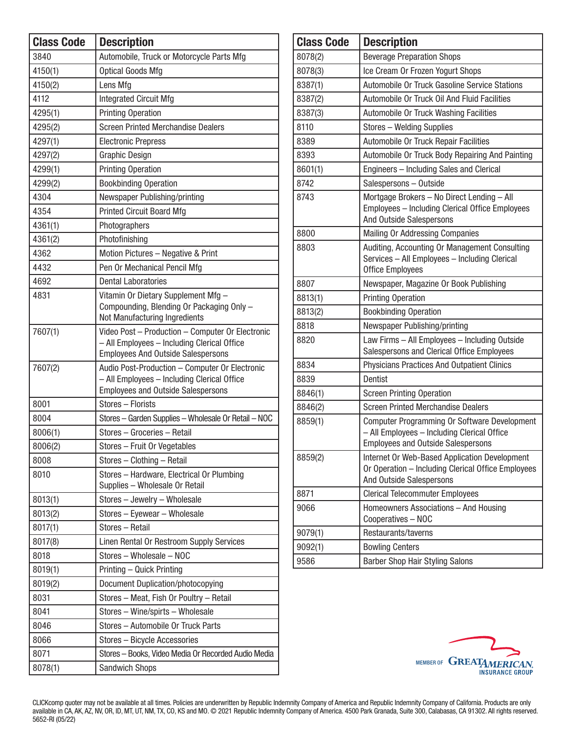| Class Code | Description |
|---|---|
| 3840 | Automobile, Truck or Motorcycle Parts Mfg |
| 4150(1) | Optical Goods Mfg |
| 4150(2) | Lens Mfg |
| 4112 | Integrated Circuit Mfg |
| 4295(1) | Printing Operation |
| 4295(2) | Screen Printed Merchandise Dealers |
| 4297(1) | Electronic Prepress |
| 4297(2) | Graphic Design |
| 4299(1) | Printing Operation |
| 4299(2) | Bookbinding Operation |
| 4304 | Newspaper Publishing/printing |
| 4354 | Printed Circuit Board Mfg |
| 4361(1) | Photographers |
| 4361(2) | Photofinishing |
| 4362 | Motion Pictures – Negative & Print |
| 4432 | Pen Or Mechanical Pencil Mfg |
| 4692 | Dental Laboratories |
| 4831 | Vitamin Or Dietary Supplement Mfg – Compounding, Blending Or Packaging Only – Not Manufacturing Ingredients |
| 7607(1) | Video Post – Production – Computer Or Electronic – All Employees – Including Clerical Office Employees And Outside Salespersons |
| 7607(2) | Audio Post-Production – Computer Or Electronic – All Employees – Including Clerical Office Employees and Outside Salespersons |
| 8001 | Stores – Florists |
| 8004 | Stores – Garden Supplies – Wholesale Or Retail – NOC |
| 8006(1) | Stores – Groceries – Retail |
| 8006(2) | Stores – Fruit Or Vegetables |
| 8008 | Stores – Clothing – Retail |
| 8010 | Stores – Hardware, Electrical Or Plumbing Supplies – Wholesale Or Retail |
| 8013(1) | Stores – Jewelry – Wholesale |
| 8013(2) | Stores – Eyewear – Wholesale |
| 8017(1) | Stores – Retail |
| 8017(8) | Linen Rental Or Restroom Supply Services |
| 8018 | Stores – Wholesale – NOC |
| 8019(1) | Printing – Quick Printing |
| 8019(2) | Document Duplication/photocopying |
| 8031 | Stores – Meat, Fish Or Poultry – Retail |
| 8041 | Stores – Wine/spirts – Wholesale |
| 8046 | Stores – Automobile Or Truck Parts |
| 8066 | Stores – Bicycle Accessories |
| 8071 | Stores – Books, Video Media Or Recorded Audio Media |
| 8078(1) | Sandwich Shops |

| Class Code | Description |
|---|---|
| 8078(2) | Beverage Preparation Shops |
| 8078(3) | Ice Cream Or Frozen Yogurt Shops |
| 8387(1) | Automobile Or Truck Gasoline Service Stations |
| 8387(2) | Automobile Or Truck Oil And Fluid Facilities |
| 8387(3) | Automobile Or Truck Washing Facilities |
| 8110 | Stores – Welding Supplies |
| 8389 | Automobile Or Truck Repair Facilities |
| 8393 | Automobile Or Truck Body Repairing And Painting |
| 8601(1) | Engineers – Including Sales and Clerical |
| 8742 | Salespersons – Outside |
| 8743 | Mortgage Brokers – No Direct Lending – All Employees – Including Clerical Office Employees And Outside Salespersons |
| 8800 | Mailing Or Addressing Companies |
| 8803 | Auditing, Accounting Or Management Consulting Services – All Employees – Including Clerical Office Employees |
| 8807 | Newspaper, Magazine Or Book Publishing |
| 8813(1) | Printing Operation |
| 8813(2) | Bookbinding Operation |
| 8818 | Newspaper Publishing/printing |
| 8820 | Law Firms – All Employees – Including Outside Salespersons and Clerical Office Employees |
| 8834 | Physicians Practices And Outpatient Clinics |
| 8839 | Dentist |
| 8846(1) | Screen Printing Operation |
| 8846(2) | Screen Printed Merchandise Dealers |
| 8859(1) | Computer Programming Or Software Development – All Employees – Including Clerical Office Employees and Outside Salespersons |
| 8859(2) | Internet Or Web-Based Application Development Or Operation – Including Clerical Office Employees And Outside Salespersons |
| 8871 | Clerical Telecommuter Employees |
| 9066 | Homeowners Associations – And Housing Cooperatives – NOC |
| 9079(1) | Restaurants/taverns |
| 9092(1) | Bowling Centers |
| 9586 | Barber Shop Hair Styling Salons |

MEMBER OF GREAT AMERICAN INSURANCE GROUP

CLICKcomp quoter may not be available at all times. Policies are underwritten by Republic Indemnity Company of America and Republic Indemnity Company of California. Products are only available in CA, AK, AZ, NV, OR, ID, MT, UT, NM, TX, CO, KS and MO. © 2021 Republic Indemnity Company of America. 4500 Park Granada, Suite 300, Calabasas, CA 91302. All rights reserved. 5652-RI (05/22)